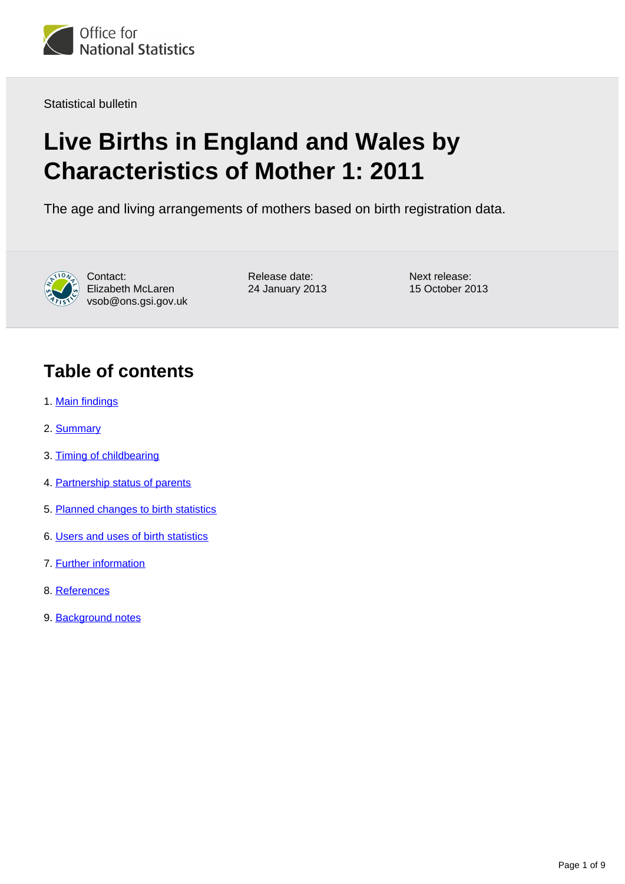Office for National Statistics

Statistical bulletin

# Live Births in England and Wales by Characteristics of Mother 1: 2011

The age and living arrangements of mothers based on birth registration data.

Contact:
Elizabeth McLaren
vsob@ons.gsi.gov.uk

Release date:
24 January 2013

Next release:
15 October 2013

## Table of contents

1. Main findings
2. Summary
3. Timing of childbearing
4. Partnership status of parents
5. Planned changes to birth statistics
6. Users and uses of birth statistics
7. Further information
8. References
9. Background notes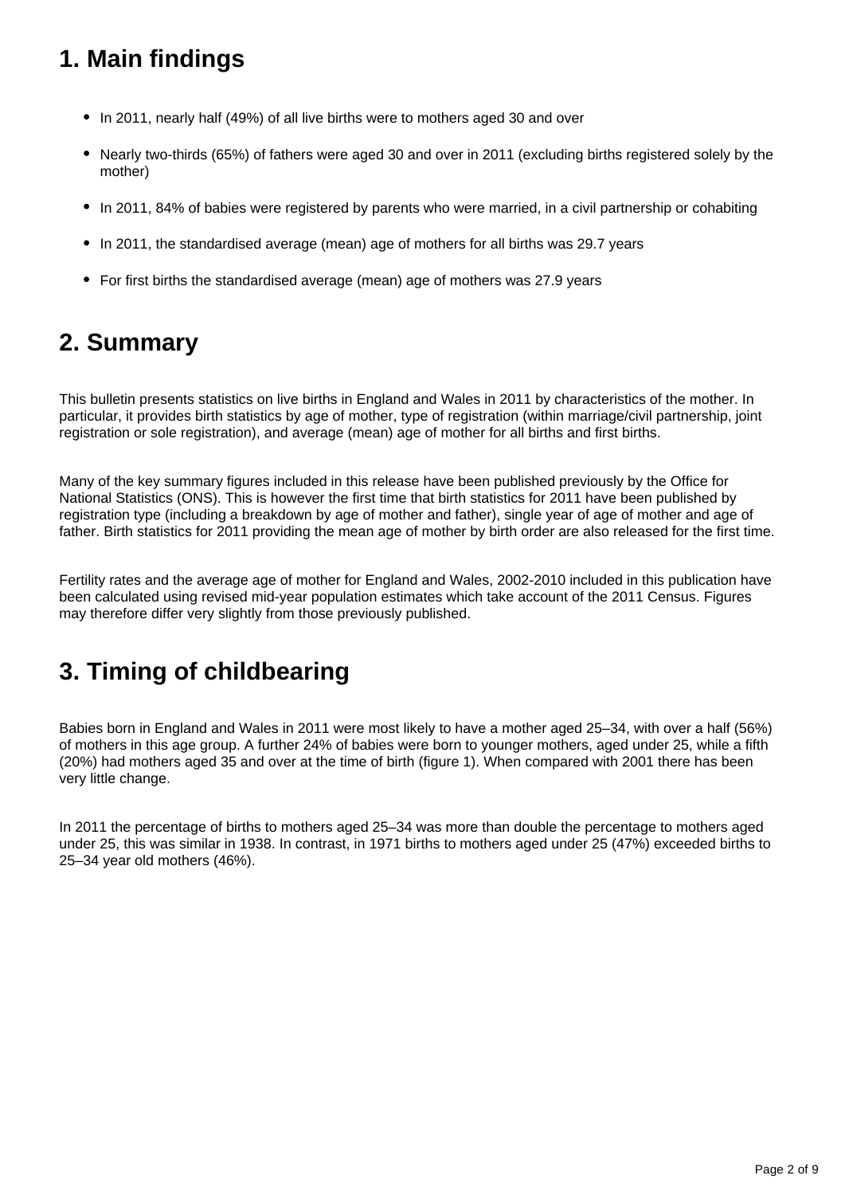## 1. Main findings

- In 2011, nearly half (49%) of all live births were to mothers aged 30 and over
- Nearly two-thirds (65%) of fathers were aged 30 and over in 2011 (excluding births registered solely by the mother)
- In 2011, 84% of babies were registered by parents who were married, in a civil partnership or cohabiting
- In 2011, the standardised average (mean) age of mothers for all births was 29.7 years
- For first births the standardised average (mean) age of mothers was 27.9 years

## 2. Summary

This bulletin presents statistics on live births in England and Wales in 2011 by characteristics of the mother. In particular, it provides birth statistics by age of mother, type of registration (within marriage/civil partnership, joint registration or sole registration), and average (mean) age of mother for all births and first births.

Many of the key summary figures included in this release have been published previously by the Office for National Statistics (ONS). This is however the first time that birth statistics for 2011 have been published by registration type (including a breakdown by age of mother and father), single year of age of mother and age of father. Birth statistics for 2011 providing the mean age of mother by birth order are also released for the first time.

Fertility rates and the average age of mother for England and Wales, 2002-2010 included in this publication have been calculated using revised mid-year population estimates which take account of the 2011 Census. Figures may therefore differ very slightly from those previously published.

## 3. Timing of childbearing

Babies born in England and Wales in 2011 were most likely to have a mother aged 25–34, with over a half (56%) of mothers in this age group. A further 24% of babies were born to younger mothers, aged under 25, while a fifth (20%) had mothers aged 35 and over at the time of birth (figure 1). When compared with 2001 there has been very little change.

In 2011 the percentage of births to mothers aged 25–34 was more than double the percentage to mothers aged under 25, this was similar in 1938. In contrast, in 1971 births to mothers aged under 25 (47%) exceeded births to 25–34 year old mothers (46%).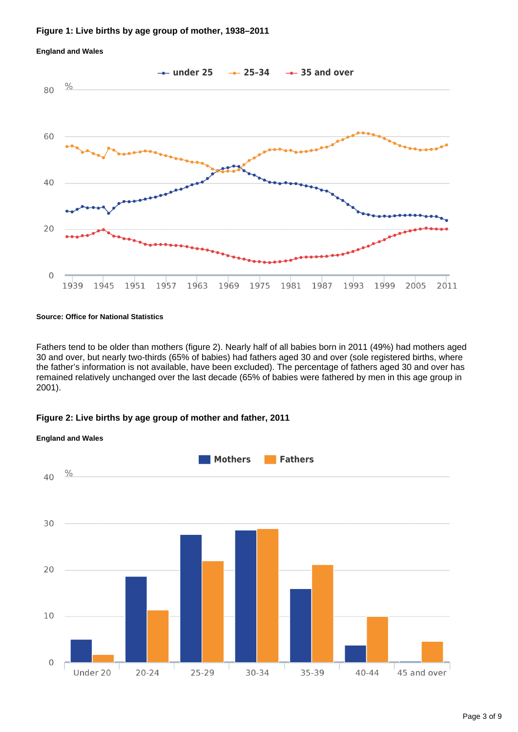**Figure 1: Live births by age group of mother, 1938–2011**

**England and Wales**

**Source: Office for National Statistics**

Fathers tend to be older than mothers (figure 2). Nearly half of all babies born in 2011 (49%) had mothers aged 30 and over, but nearly two-thirds (65% of babies) had fathers aged 30 and over (sole registered births, where the father's information is not available, have been excluded). The percentage of fathers aged 30 and over has remained relatively unchanged over the last decade (65% of babies were fathered by men in this age group in 2001).

**Figure 2: Live births by age group of mother and father, 2011**

**England and Wales**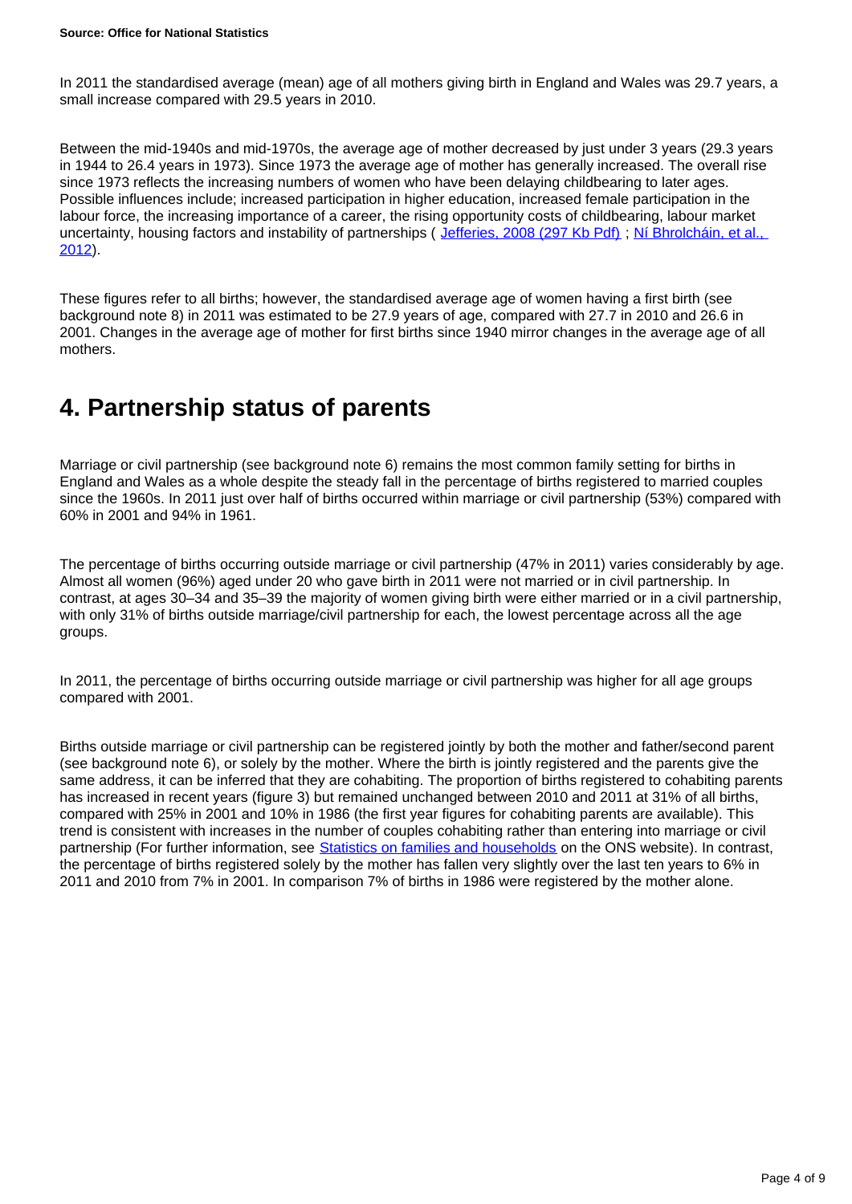**Source: Office for National Statistics**

In 2011 the standardised average (mean) age of all mothers giving birth in England and Wales was 29.7 years, a small increase compared with 29.5 years in 2010.

Between the mid-1940s and mid-1970s, the average age of mother decreased by just under 3 years (29.3 years in 1944 to 26.4 years in 1973). Since 1973 the average age of mother has generally increased. The overall rise since 1973 reflects the increasing numbers of women who have been delaying childbearing to later ages. Possible influences include; increased participation in higher education, increased female participation in the labour force, the increasing importance of a career, the rising opportunity costs of childbearing, labour market uncertainty, housing factors and instability of partnerships ( Jefferies, 2008 (297 Kb Pdf) ; Ní Bhrolcháin, et al., 2012).

These figures refer to all births; however, the standardised average age of women having a first birth (see background note 8) in 2011 was estimated to be 27.9 years of age, compared with 27.7 in 2010 and 26.6 in 2001. Changes in the average age of mother for first births since 1940 mirror changes in the average age of all mothers.

## 4. Partnership status of parents

Marriage or civil partnership (see background note 6) remains the most common family setting for births in England and Wales as a whole despite the steady fall in the percentage of births registered to married couples since the 1960s. In 2011 just over half of births occurred within marriage or civil partnership (53%) compared with 60% in 2001 and 94% in 1961.

The percentage of births occurring outside marriage or civil partnership (47% in 2011) varies considerably by age. Almost all women (96%) aged under 20 who gave birth in 2011 were not married or in civil partnership. In contrast, at ages 30–34 and 35–39 the majority of women giving birth were either married or in a civil partnership, with only 31% of births outside marriage/civil partnership for each, the lowest percentage across all the age groups.

In 2011, the percentage of births occurring outside marriage or civil partnership was higher for all age groups compared with 2001.

Births outside marriage or civil partnership can be registered jointly by both the mother and father/second parent (see background note 6), or solely by the mother. Where the birth is jointly registered and the parents give the same address, it can be inferred that they are cohabiting. The proportion of births registered to cohabiting parents has increased in recent years (figure 3) but remained unchanged between 2010 and 2011 at 31% of all births, compared with 25% in 2001 and 10% in 1986 (the first year figures for cohabiting parents are available). This trend is consistent with increases in the number of couples cohabiting rather than entering into marriage or civil partnership (For further information, see Statistics on families and households on the ONS website). In contrast, the percentage of births registered solely by the mother has fallen very slightly over the last ten years to 6% in 2011 and 2010 from 7% in 2001. In comparison 7% of births in 1986 were registered by the mother alone.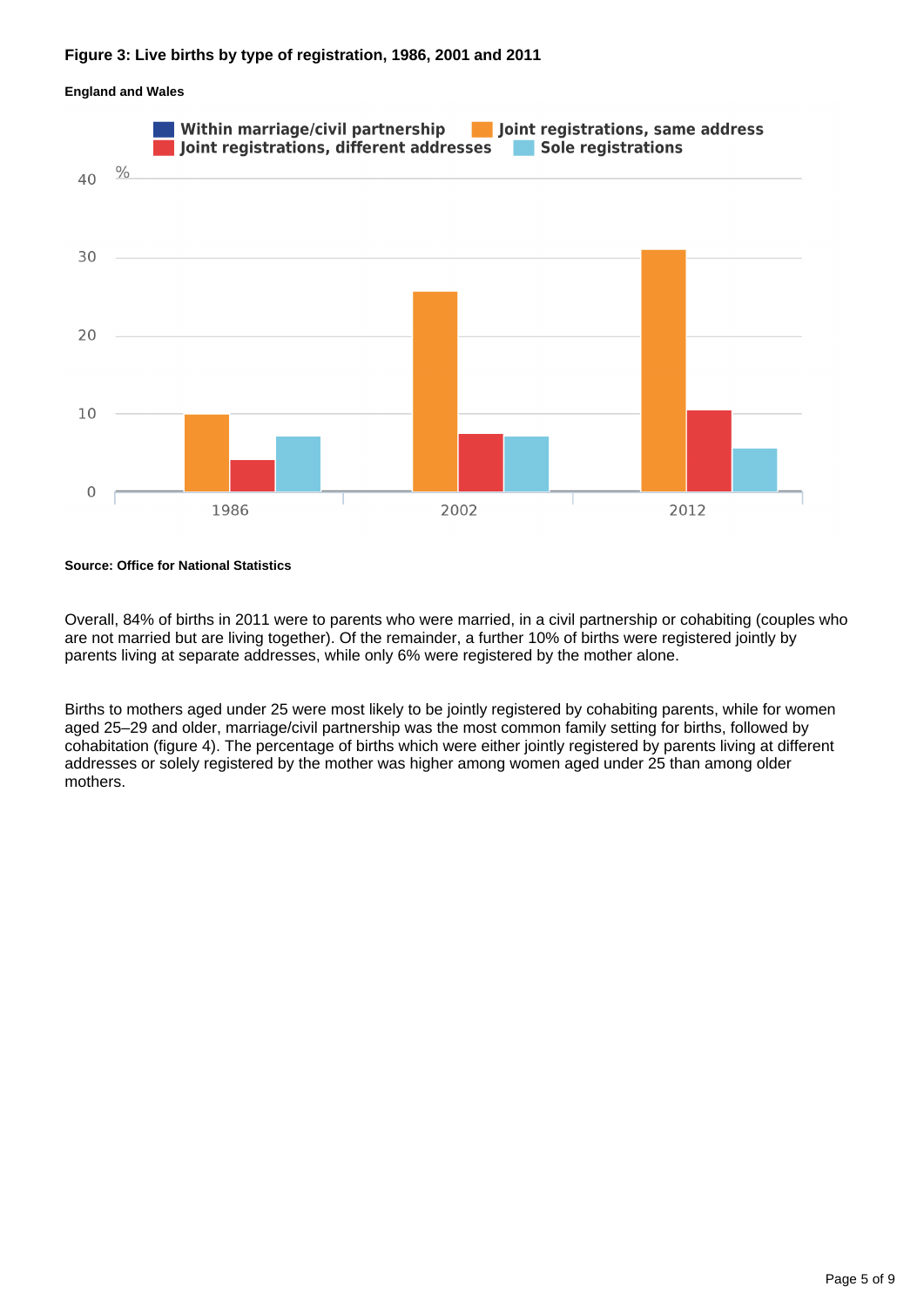**Figure 3: Live births by type of registration, 1986, 2001 and 2011**

**England and Wales**

**Source: Office for National Statistics**

Overall, 84% of births in 2011 were to parents who were married, in a civil partnership or cohabiting (couples who are not married but are living together). Of the remainder, a further 10% of births were registered jointly by parents living at separate addresses, while only 6% were registered by the mother alone.

Births to mothers aged under 25 were most likely to be jointly registered by cohabiting parents, while for women aged 25–29 and older, marriage/civil partnership was the most common family setting for births, followed by cohabitation (figure 4). The percentage of births which were either jointly registered by parents living at different addresses or solely registered by the mother was higher among women aged under 25 than among older mothers.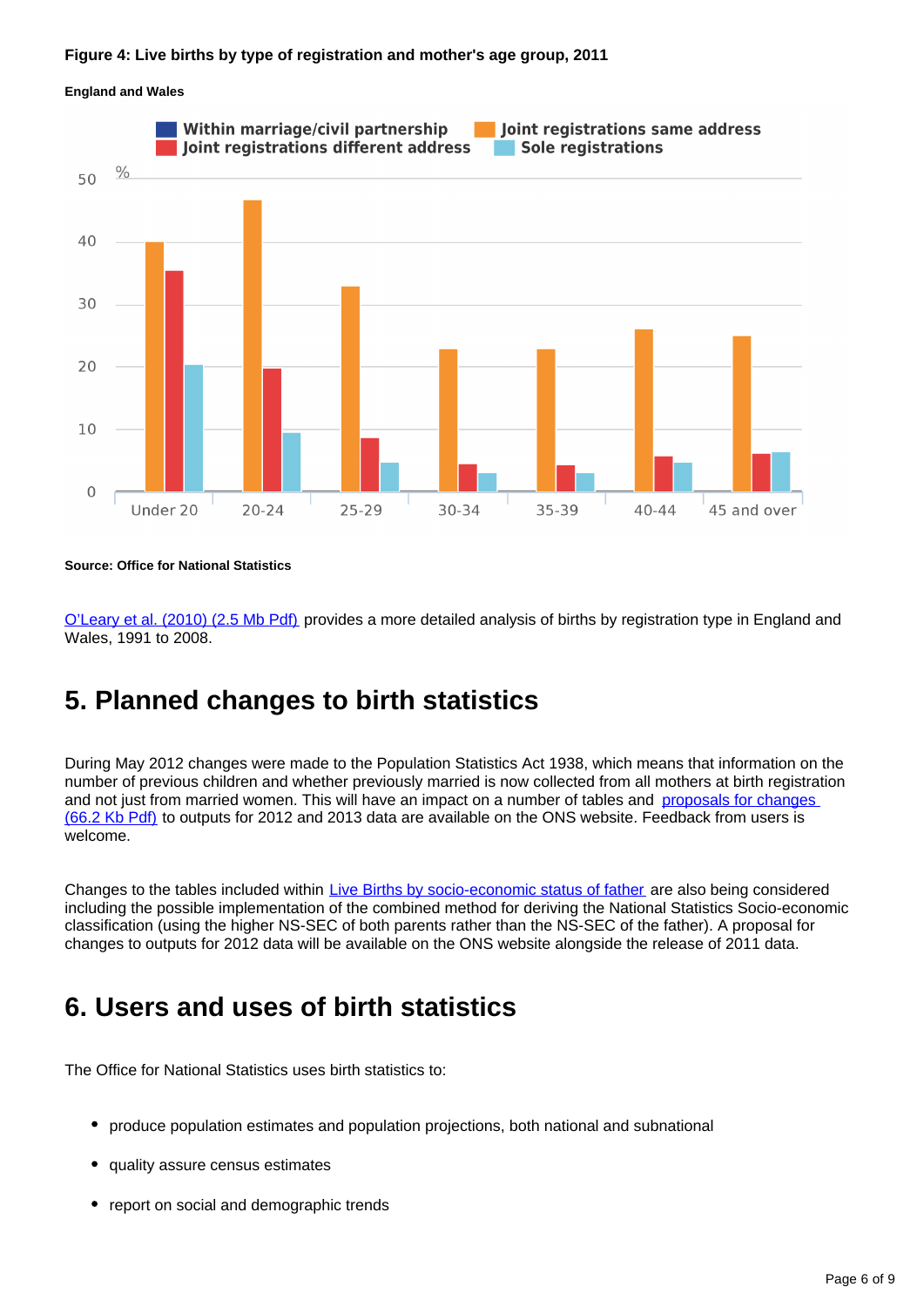**Figure 4: Live births by type of registration and mother's age group, 2011**

**England and Wales**

**Source: Office for National Statistics**

O'Leary et al. (2010) (2.5 Mb Pdf) provides a more detailed analysis of births by registration type in England and Wales, 1991 to 2008.

## 5. Planned changes to birth statistics

During May 2012 changes were made to the Population Statistics Act 1938, which means that information on the number of previous children and whether previously married is now collected from all mothers at birth registration and not just from married women. This will have an impact on a number of tables and proposals for changes (66.2 Kb Pdf) to outputs for 2012 and 2013 data are available on the ONS website. Feedback from users is welcome.

Changes to the tables included within Live Births by socio-economic status of father are also being considered including the possible implementation of the combined method for deriving the National Statistics Socio-economic classification (using the higher NS-SEC of both parents rather than the NS-SEC of the father). A proposal for changes to outputs for 2012 data will be available on the ONS website alongside the release of 2011 data.

## 6. Users and uses of birth statistics

The Office for National Statistics uses birth statistics to:

- produce population estimates and population projections, both national and subnational
- quality assure census estimates
- report on social and demographic trends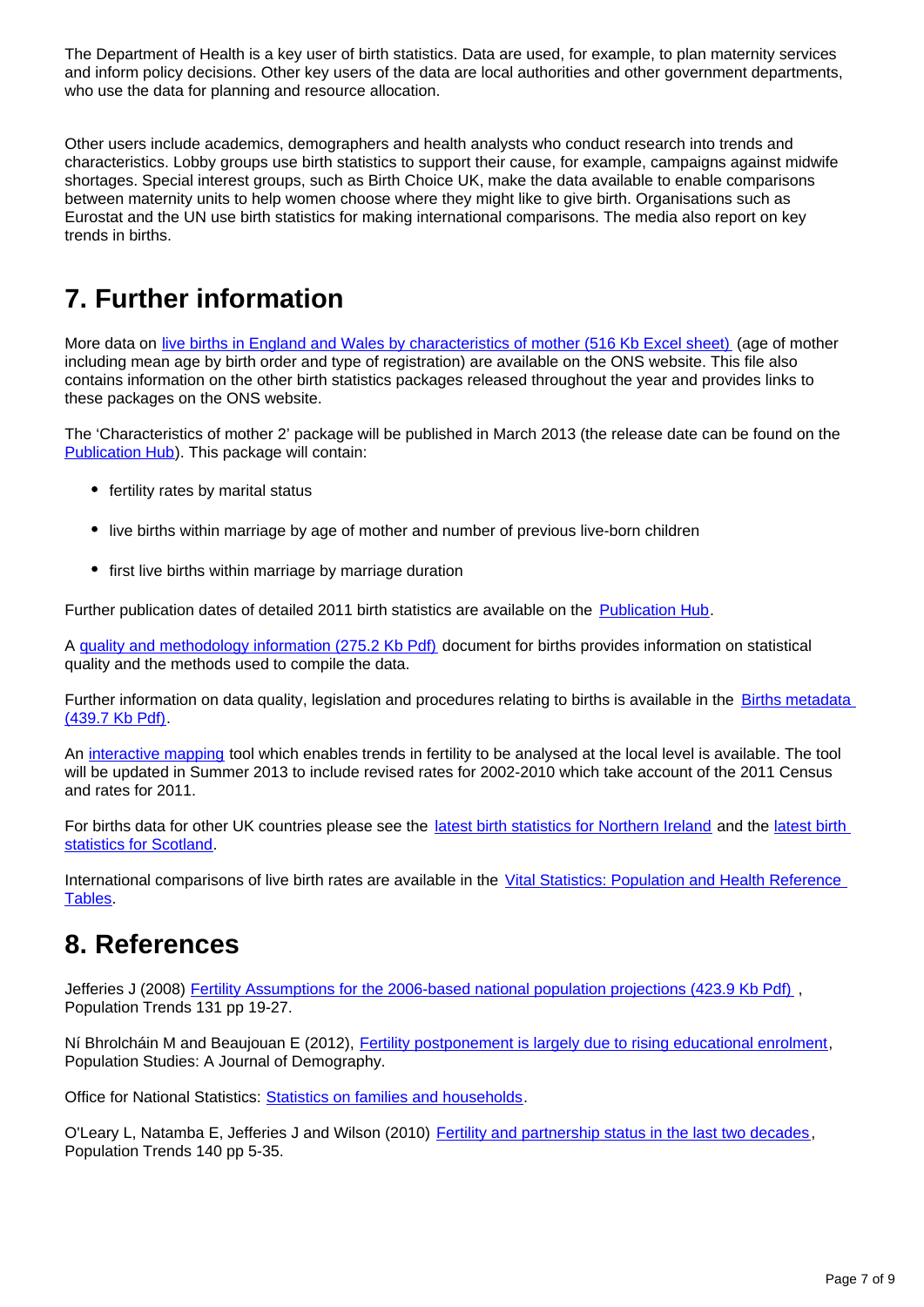The Department of Health is a key user of birth statistics. Data are used, for example, to plan maternity services and inform policy decisions. Other key users of the data are local authorities and other government departments, who use the data for planning and resource allocation.

Other users include academics, demographers and health analysts who conduct research into trends and characteristics. Lobby groups use birth statistics to support their cause, for example, campaigns against midwife shortages. Special interest groups, such as Birth Choice UK, make the data available to enable comparisons between maternity units to help women choose where they might like to give birth. Organisations such as Eurostat and the UN use birth statistics for making international comparisons. The media also report on key trends in births.

## 7. Further information

More data on live births in England and Wales by characteristics of mother (516 Kb Excel sheet) (age of mother including mean age by birth order and type of registration) are available on the ONS website. This file also contains information on the other birth statistics packages released throughout the year and provides links to these packages on the ONS website.

The 'Characteristics of mother 2' package will be published in March 2013 (the release date can be found on the Publication Hub). This package will contain:

- fertility rates by marital status
- live births within marriage by age of mother and number of previous live-born children
- first live births within marriage by marriage duration

Further publication dates of detailed 2011 birth statistics are available on the Publication Hub.

A quality and methodology information (275.2 Kb Pdf) document for births provides information on statistical quality and the methods used to compile the data.

Further information on data quality, legislation and procedures relating to births is available in the Births metadata (439.7 Kb Pdf).

An interactive mapping tool which enables trends in fertility to be analysed at the local level is available. The tool will be updated in Summer 2013 to include revised rates for 2002-2010 which take account of the 2011 Census and rates for 2011.

For births data for other UK countries please see the latest birth statistics for Northern Ireland and the latest birth statistics for Scotland.

International comparisons of live birth rates are available in the Vital Statistics: Population and Health Reference Tables.

## 8. References

Jefferies J (2008) Fertility Assumptions for the 2006-based national population projections (423.9 Kb Pdf) , Population Trends 131 pp 19-27.

Ní Bhrolcháin M and Beaujouan E (2012), Fertility postponement is largely due to rising educational enrolment, Population Studies: A Journal of Demography.

Office for National Statistics: Statistics on families and households.

O'Leary L, Natamba E, Jefferies J and Wilson (2010) Fertility and partnership status in the last two decades, Population Trends 140 pp 5-35.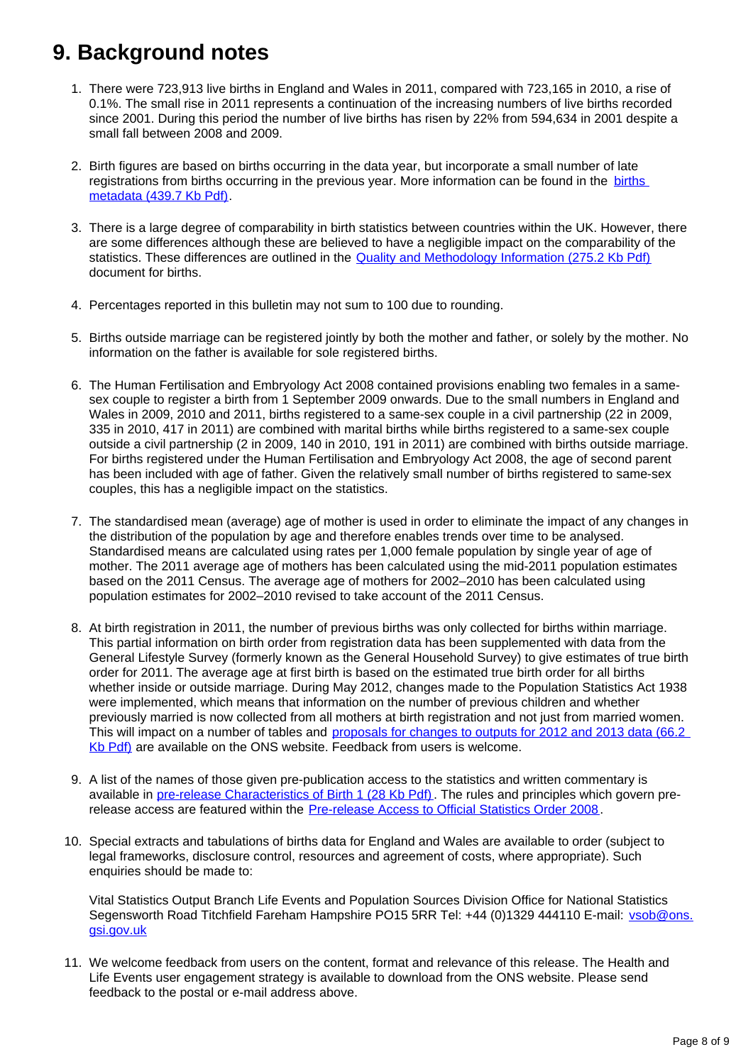# 9. Background notes

1. There were 723,913 live births in England and Wales in 2011, compared with 723,165 in 2010, a rise of 0.1%. The small rise in 2011 represents a continuation of the increasing numbers of live births recorded since 2001. During this period the number of live births has risen by 22% from 594,634 in 2001 despite a small fall between 2008 and 2009.

2. Birth figures are based on births occurring in the data year, but incorporate a small number of late registrations from births occurring in the previous year. More information can be found in the births metadata (439.7 Kb Pdf).

3. There is a large degree of comparability in birth statistics between countries within the UK. However, there are some differences although these are believed to have a negligible impact on the comparability of the statistics. These differences are outlined in the Quality and Methodology Information (275.2 Kb Pdf) document for births.

4. Percentages reported in this bulletin may not sum to 100 due to rounding.

5. Births outside marriage can be registered jointly by both the mother and father, or solely by the mother. No information on the father is available for sole registered births.

6. The Human Fertilisation and Embryology Act 2008 contained provisions enabling two females in a same-sex couple to register a birth from 1 September 2009 onwards. Due to the small numbers in England and Wales in 2009, 2010 and 2011, births registered to a same-sex couple in a civil partnership (22 in 2009, 335 in 2010, 417 in 2011) are combined with marital births while births registered to a same-sex couple outside a civil partnership (2 in 2009, 140 in 2010, 191 in 2011) are combined with births outside marriage. For births registered under the Human Fertilisation and Embryology Act 2008, the age of second parent has been included with age of father. Given the relatively small number of births registered to same-sex couples, this has a negligible impact on the statistics.

7. The standardised mean (average) age of mother is used in order to eliminate the impact of any changes in the distribution of the population by age and therefore enables trends over time to be analysed. Standardised means are calculated using rates per 1,000 female population by single year of age of mother. The 2011 average age of mothers has been calculated using the mid-2011 population estimates based on the 2011 Census. The average age of mothers for 2002–2010 has been calculated using population estimates for 2002–2010 revised to take account of the 2011 Census.

8. At birth registration in 2011, the number of previous births was only collected for births within marriage. This partial information on birth order from registration data has been supplemented with data from the General Lifestyle Survey (formerly known as the General Household Survey) to give estimates of true birth order for 2011. The average age at first birth is based on the estimated true birth order for all births whether inside or outside marriage. During May 2012, changes made to the Population Statistics Act 1938 were implemented, which means that information on the number of previous children and whether previously married is now collected from all mothers at birth registration and not just from married women. This will impact on a number of tables and proposals for changes to outputs for 2012 and 2013 data (66.2 Kb Pdf) are available on the ONS website. Feedback from users is welcome.

9. A list of the names of those given pre-publication access to the statistics and written commentary is available in pre-release Characteristics of Birth 1 (28 Kb Pdf). The rules and principles which govern pre-release access are featured within the Pre-release Access to Official Statistics Order 2008.

10. Special extracts and tabulations of births data for England and Wales are available to order (subject to legal frameworks, disclosure control, resources and agreement of costs, where appropriate). Such enquiries should be made to:

    Vital Statistics Output Branch Life Events and Population Sources Division Office for National Statistics Segensworth Road Titchfield Fareham Hampshire PO15 5RR Tel: +44 (0)1329 444110 E-mail: vsob@ons.gsi.gov.uk

11. We welcome feedback from users on the content, format and relevance of this release. The Health and Life Events user engagement strategy is available to download from the ONS website. Please send feedback to the postal or e-mail address above.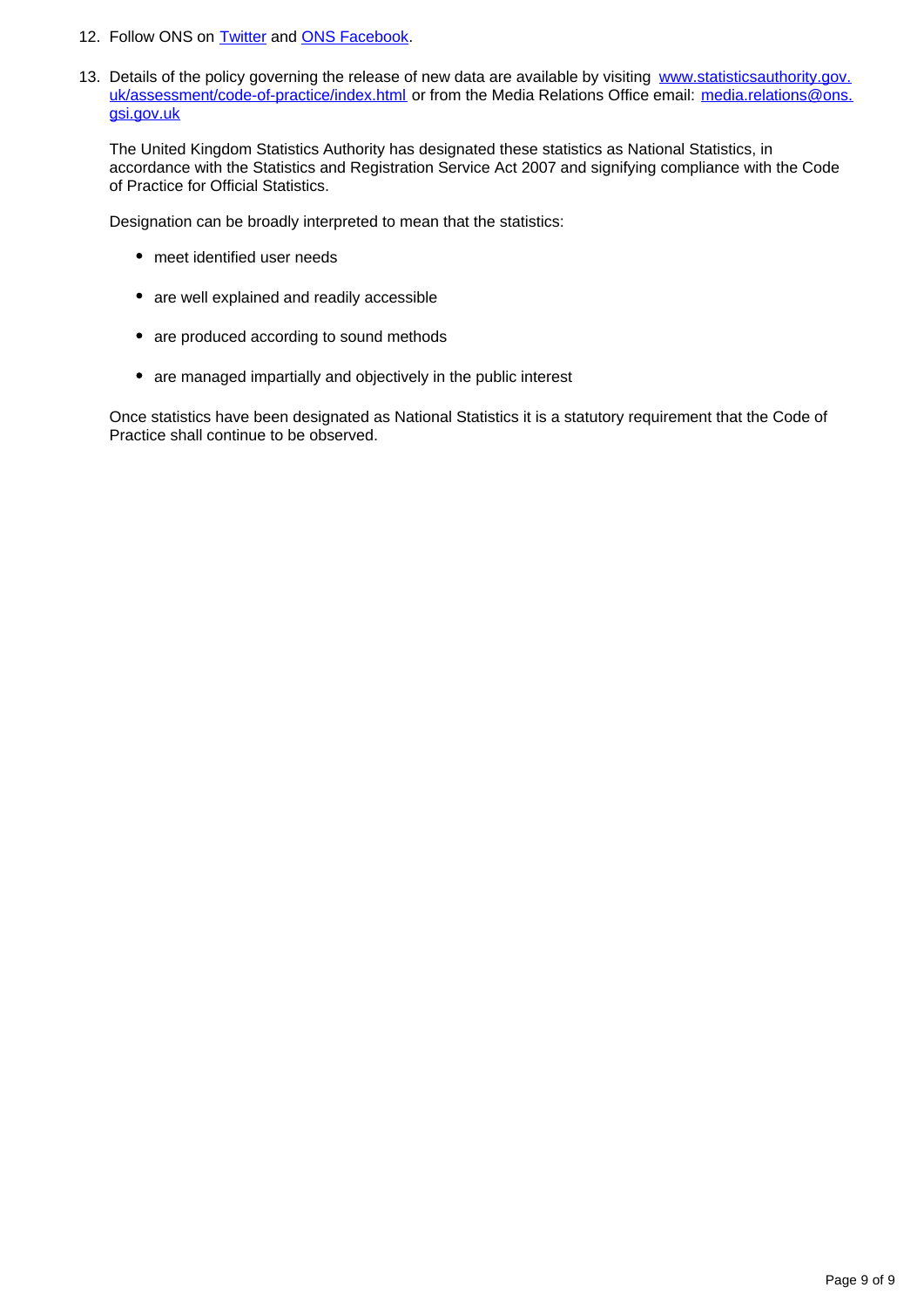12. Follow ONS on [Twitter](#) and [ONS Facebook](#).

13. Details of the policy governing the release of new data are available by visiting [www.statisticsauthority.gov.uk/assessment/code-of-practice/index.html](http://www.statisticsauthority.gov.uk/assessment/code-of-practice/index.html) or from the Media Relations Office email: [media.relations@ons.gsi.gov.uk](mailto:media.relations@ons.gsi.gov.uk)

    The United Kingdom Statistics Authority has designated these statistics as National Statistics, in accordance with the Statistics and Registration Service Act 2007 and signifying compliance with the Code of Practice for Official Statistics.

    Designation can be broadly interpreted to mean that the statistics:

    - meet identified user needs
    - are well explained and readily accessible
    - are produced according to sound methods
    - are managed impartially and objectively in the public interest

    Once statistics have been designated as National Statistics it is a statutory requirement that the Code of Practice shall continue to be observed.